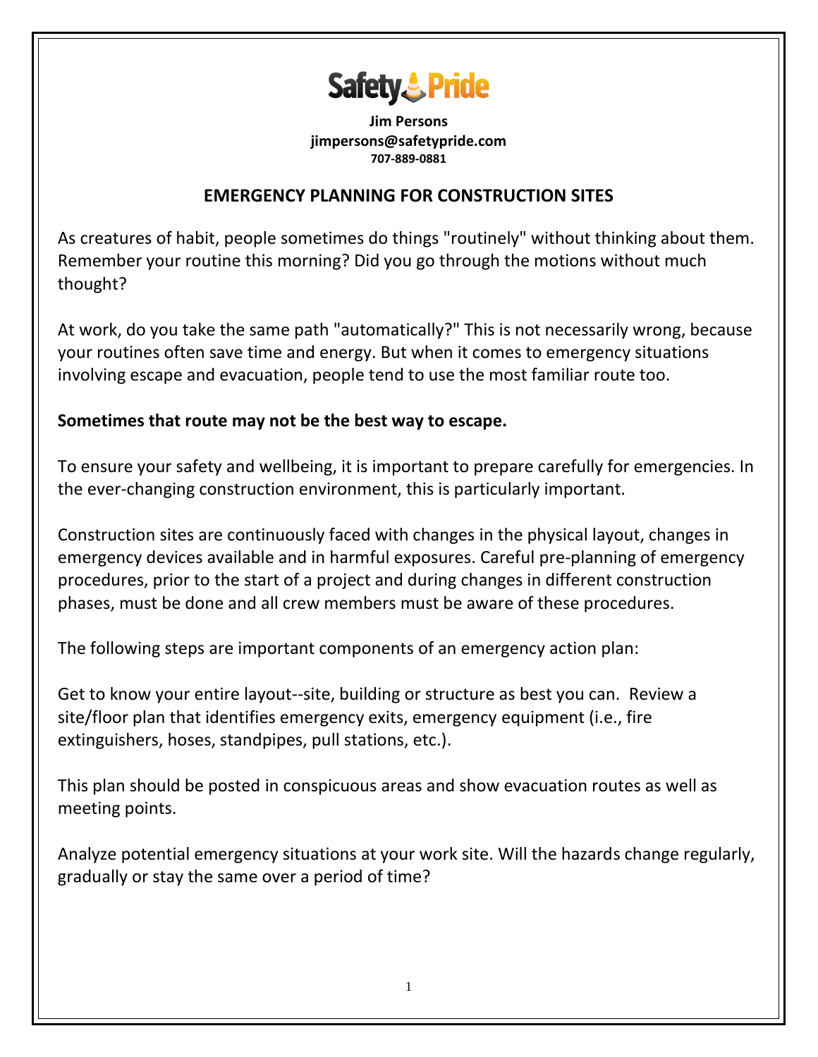**Jim Persons**
**jimpersons@safetypride.com**
**707-889-0881**

## EMERGENCY PLANNING FOR CONSTRUCTION SITES

As creatures of habit, people sometimes do things "routinely" without thinking about them. Remember your routine this morning? Did you go through the motions without much thought?

At work, do you take the same path "automatically?" This is not necessarily wrong, because your routines often save time and energy. But when it comes to emergency situations involving escape and evacuation, people tend to use the most familiar route too.

**Sometimes that route may not be the best way to escape.**

To ensure your safety and wellbeing, it is important to prepare carefully for emergencies. In the ever-changing construction environment, this is particularly important.

Construction sites are continuously faced with changes in the physical layout, changes in emergency devices available and in harmful exposures. Careful pre-planning of emergency procedures, prior to the start of a project and during changes in different construction phases, must be done and all crew members must be aware of these procedures.

The following steps are important components of an emergency action plan:

Get to know your entire layout--site, building or structure as best you can. Review a site/floor plan that identifies emergency exits, emergency equipment (i.e., fire extinguishers, hoses, standpipes, pull stations, etc.).

This plan should be posted in conspicuous areas and show evacuation routes as well as meeting points.

Analyze potential emergency situations at your work site. Will the hazards change regularly, gradually or stay the same over a period of time?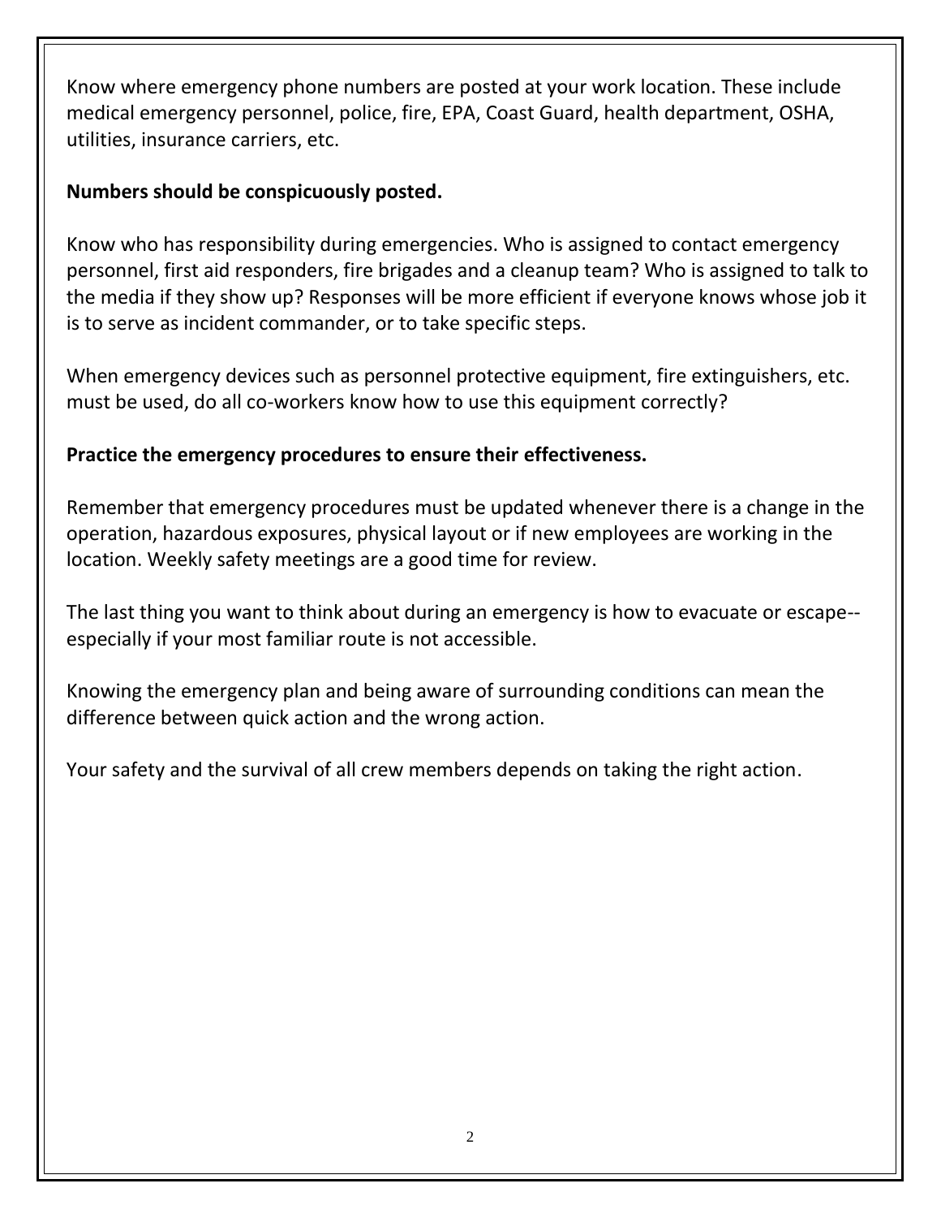Know where emergency phone numbers are posted at your work location. These include medical emergency personnel, police, fire, EPA, Coast Guard, health department, OSHA, utilities, insurance carriers, etc.

**Numbers should be conspicuously posted.**

Know who has responsibility during emergencies. Who is assigned to contact emergency personnel, first aid responders, fire brigades and a cleanup team? Who is assigned to talk to the media if they show up? Responses will be more efficient if everyone knows whose job it is to serve as incident commander, or to take specific steps.

When emergency devices such as personnel protective equipment, fire extinguishers, etc. must be used, do all co-workers know how to use this equipment correctly?

**Practice the emergency procedures to ensure their effectiveness.**

Remember that emergency procedures must be updated whenever there is a change in the operation, hazardous exposures, physical layout or if new employees are working in the location. Weekly safety meetings are a good time for review.

The last thing you want to think about during an emergency is how to evacuate or escape--especially if your most familiar route is not accessible.

Knowing the emergency plan and being aware of surrounding conditions can mean the difference between quick action and the wrong action.

Your safety and the survival of all crew members depends on taking the right action.